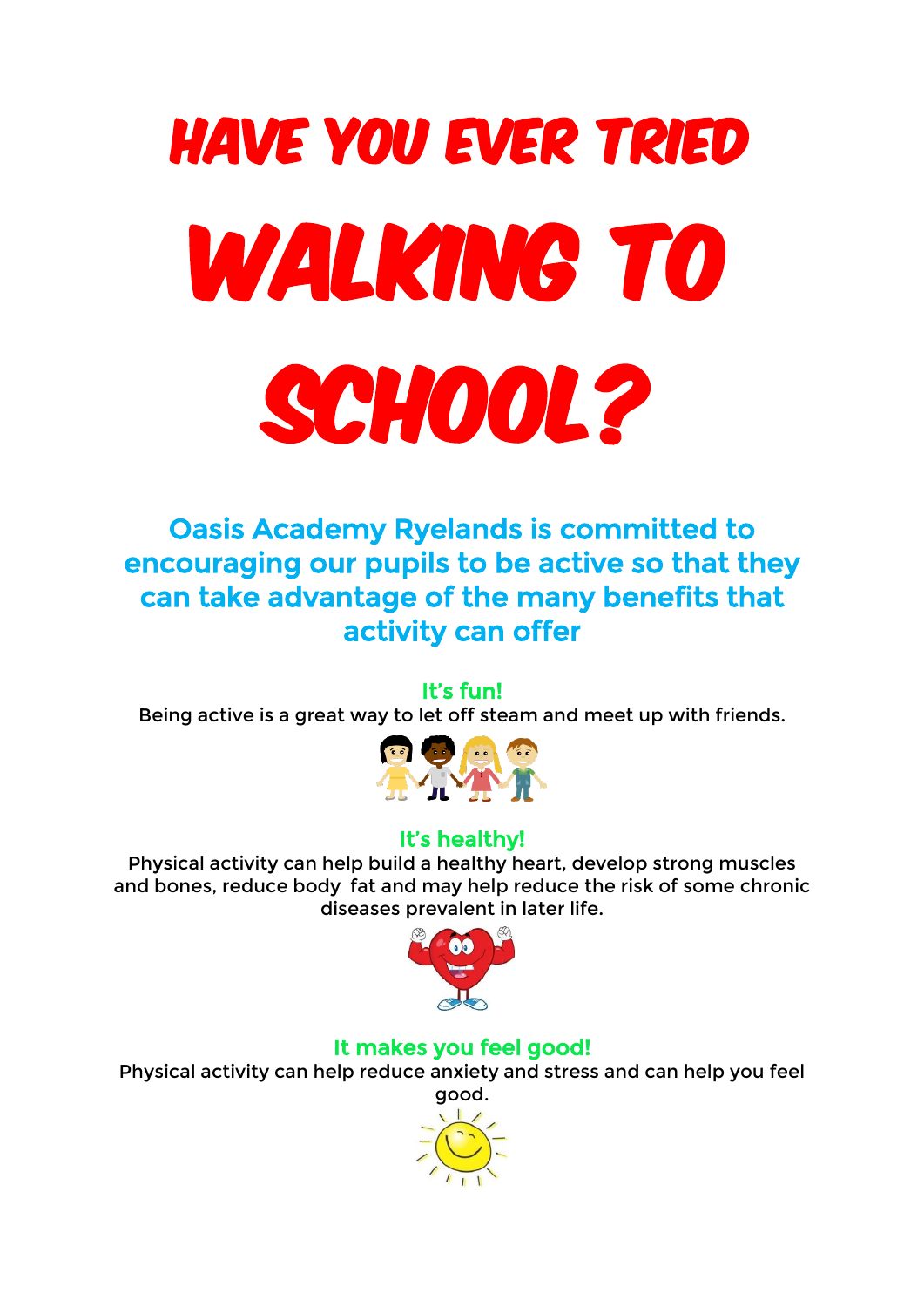# HAVE YOU EVER TRIED WALKING TO SCHOOL?

## Oasis Academy Ryelands is committed to encouraging our pupils to be active so that they can take advantage of the many benefits that activity can offer

### It's fun!

Being active is a great way to let off steam and meet up with friends.

### It's healthy!

Physical activity can help build a healthy heart, develop strong muscles and bones, reduce body fat and may help reduce the risk of some chronic diseases prevalent in later life.

### It makes you feel good!

Physical activity can help reduce anxiety and stress and can help you feel good.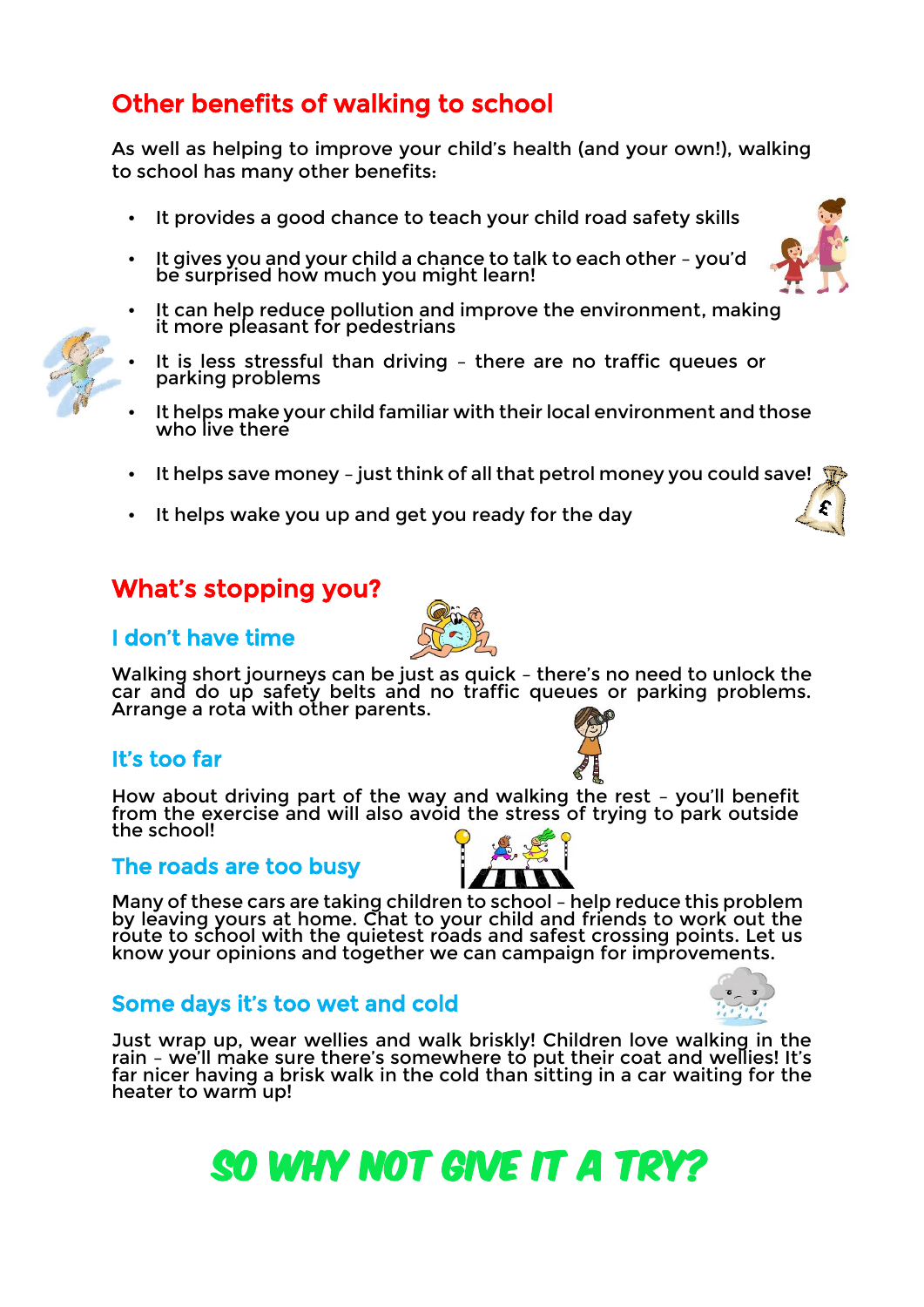## Other benefits of walking to school

As well as helping to improve your child's health (and your own!), walking to school has many other benefits:

- It provides a good chance to teach your child road safety skills
- It gives you and your child a chance to talk to each other – you'd be surprised how much you might learn!
- It can help reduce pollution and improve the environment, making it more pleasant for pedestrians
- It is less stressful than driving – there are no traffic queues or parking problems
- It helps make your child familiar with their local environment and those who live there
- It helps save money – just think of all that petrol money you could save!
- It helps wake you up and get you ready for the day

## What's stopping you?

### I don't have time

Walking short journeys can be just as quick – there's no need to unlock the car and do up safety belts and no traffic queues or parking problems. Arrange a rota with other parents.

### It's too far

How about driving part of the way and walking the rest – you'll benefit from the exercise and will also avoid the stress of trying to park outside the school!

### The roads are too busy

Many of these cars are taking children to school – help reduce this problem by leaving yours at home. Chat to your child and friends to work out the route to school with the quietest roads and safest crossing points. Let us know your opinions and together we can campaign for improvements.

### Some days it's too wet and cold

Just wrap up, wear wellies and walk briskly! Children love walking in the rain – we'll make sure there's somewhere to put their coat and wellies! It's far nicer having a brisk walk in the cold than sitting in a car waiting for the heater to warm up!

# SO WHY NOT GIVE IT A TRY?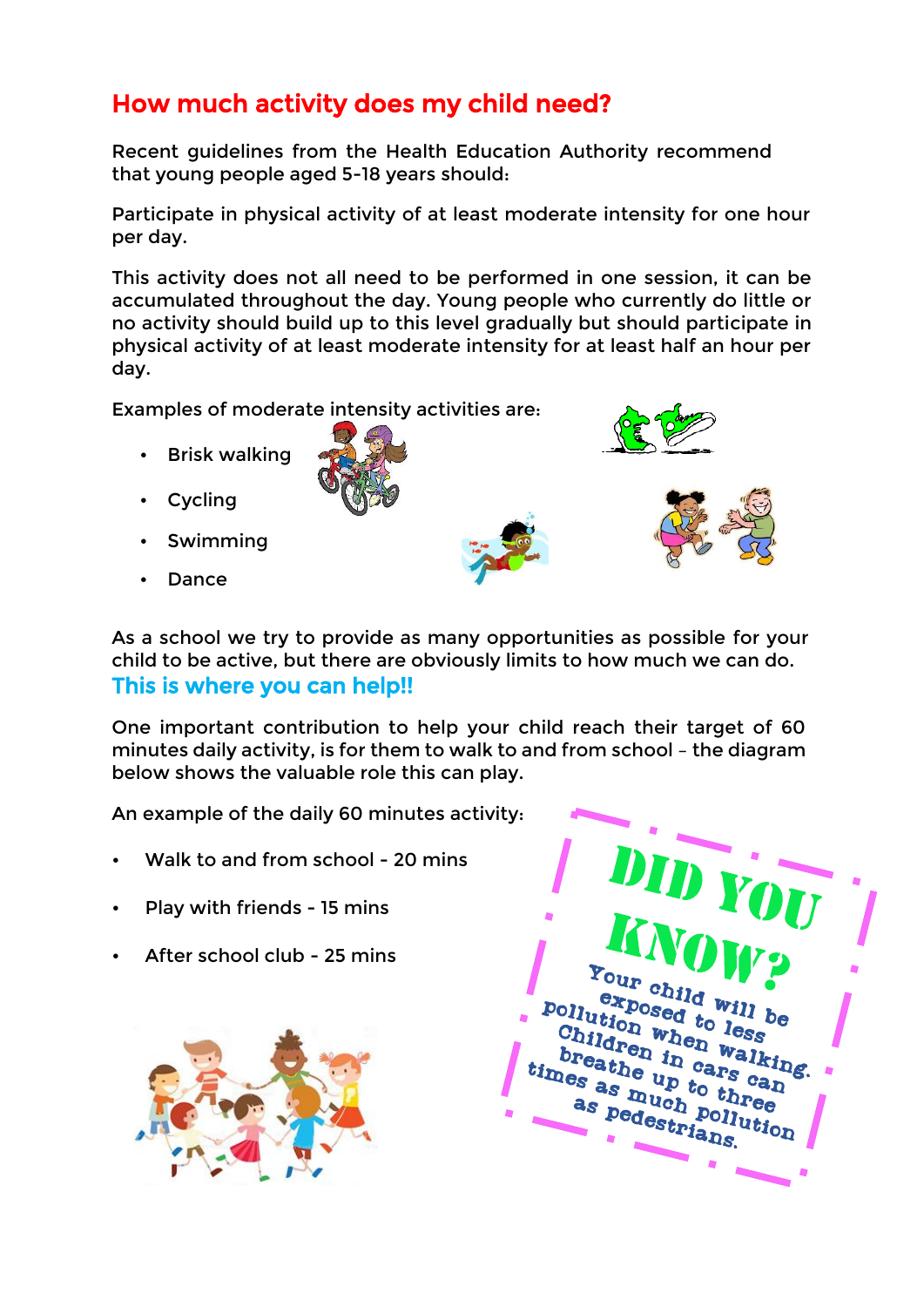## How much activity does my child need?

Recent guidelines from the Health Education Authority recommend that young people aged 5-18 years should:

Participate in physical activity of at least moderate intensity for one hour per day.

This activity does not all need to be performed in one session, it can be accumulated throughout the day. Young people who currently do little or no activity should build up to this level gradually but should participate in physical activity of at least moderate intensity for at least half an hour per day.

Examples of moderate intensity activities are:

- Brisk walking
- Cycling
- Swimming
- Dance

As a school we try to provide as many opportunities as possible for your child to be active, but there are obviously limits to how much we can do.

**This is where you can help!!**

One important contribution to help your child reach their target of 60 minutes daily activity, is for them to walk to and from school – the diagram below shows the valuable role this can play.

An example of the daily 60 minutes activity:

- Walk to and from school - 20 mins
- Play with friends - 15 mins
- After school club - 25 mins

**DID YOU KNOW?**

Your child will be exposed to less pollution when walking. Children in cars can breathe up to three times as much pollution as pedestrians.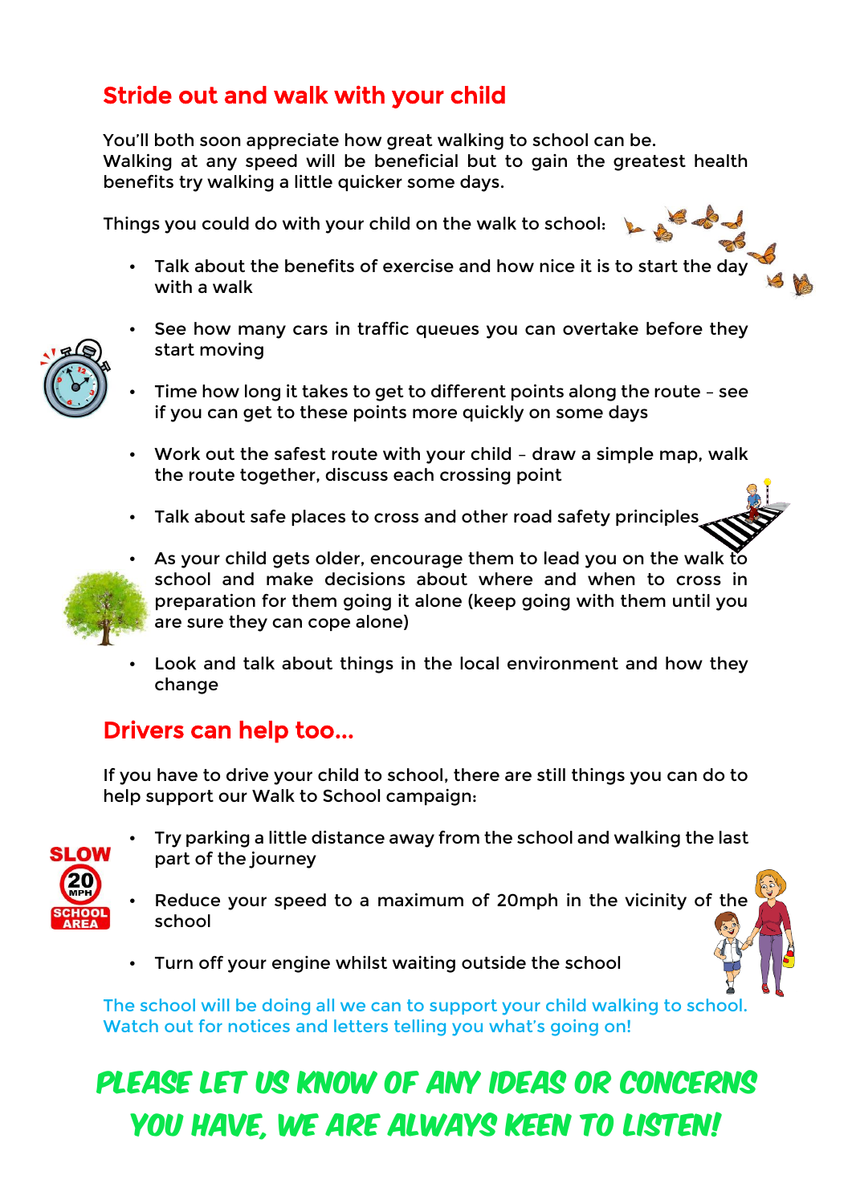## Stride out and walk with your child

You'll both soon appreciate how great walking to school can be.
Walking at any speed will be beneficial but to gain the greatest health benefits try walking a little quicker some days.

Things you could do with your child on the walk to school:

- Talk about the benefits of exercise and how nice it is to start the day with a walk
- See how many cars in traffic queues you can overtake before they start moving
- Time how long it takes to get to different points along the route – see if you can get to these points more quickly on some days
- Work out the safest route with your child – draw a simple map, walk the route together, discuss each crossing point
- Talk about safe places to cross and other road safety principles
- As your child gets older, encourage them to lead you on the walk to school and make decisions about where and when to cross in preparation for them going it alone (keep going with them until you are sure they can cope alone)
- Look and talk about things in the local environment and how they change

## Drivers can help too...

If you have to drive your child to school, there are still things you can do to help support our Walk to School campaign:

- Try parking a little distance away from the school and walking the last part of the journey
- Reduce your speed to a maximum of 20mph in the vicinity of the school
- Turn off your engine whilst waiting outside the school

The school will be doing all we can to support your child walking to school. Watch out for notices and letters telling you what's going on!

**PLEASE LET US KNOW OF ANY IDEAS OR CONCERNS YOU HAVE, WE ARE ALWAYS KEEN TO LISTEN!**